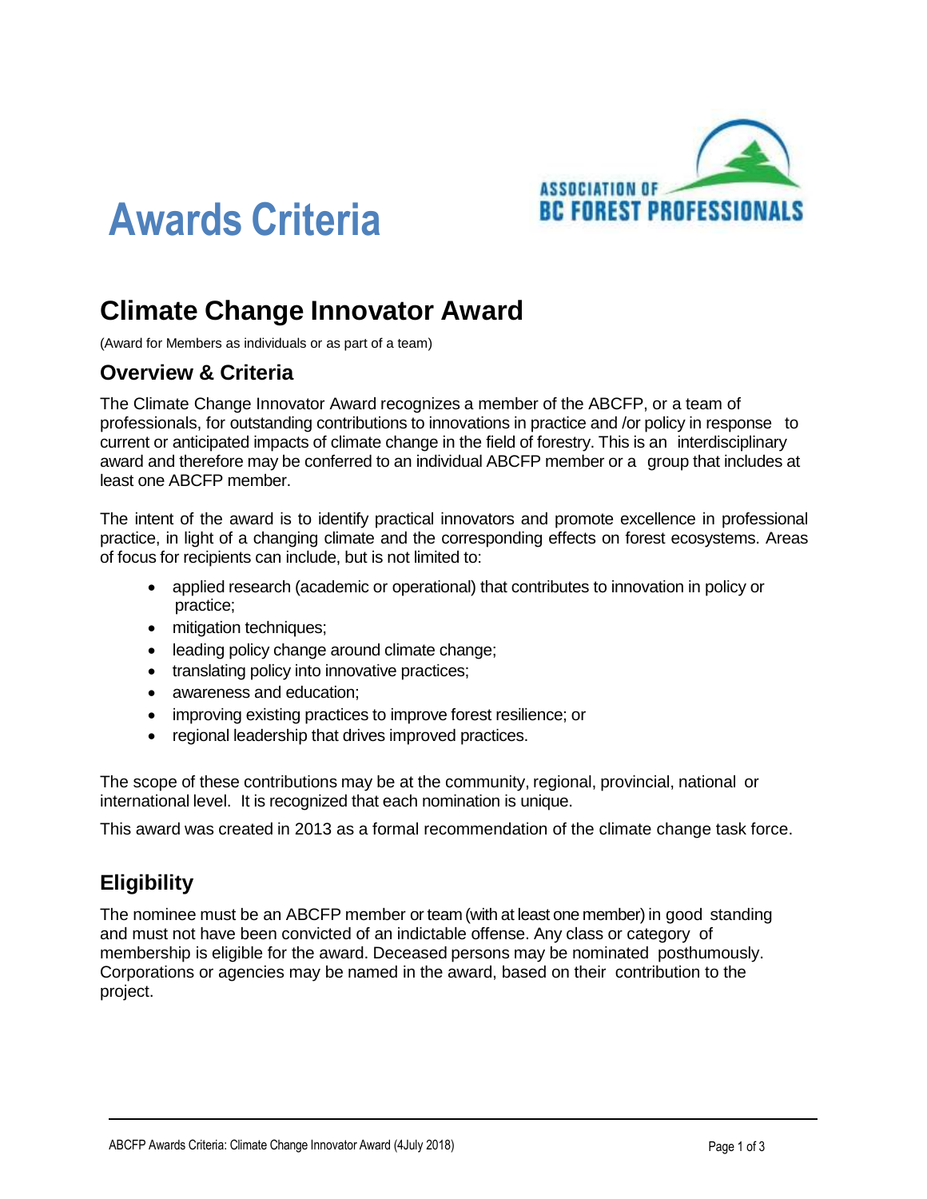# Awards Criteria

ASSOCIATION OF BC FOREST PROFESSIONALS

## Climate Change Innovator Award

(Award for Members as individuals or as part of a team)

### Overview & Criteria

The Climate Change Innovator Award recognizes a member of the ABCFP, or a team of professionals, for outstanding contributions to innovations in practice and /or policy in response to current or anticipated impacts of climate change in the field of forestry. This is an interdisciplinary award and therefore may be conferred to an individual ABCFP member or a group that includes at least one ABCFP member.

The intent of the award is to identify practical innovators and promote excellence in professional practice, in light of a changing climate and the corresponding effects on forest ecosystems. Areas of focus for recipients can include, but is not limited to:

- applied research (academic or operational) that contributes to innovation in policy or practice;
- mitigation techniques;
- leading policy change around climate change;
- translating policy into innovative practices;
- awareness and education;
- improving existing practices to improve forest resilience; or
- regional leadership that drives improved practices.

The scope of these contributions may be at the community, regional, provincial, national or international level. It is recognized that each nomination is unique.

This award was created in 2013 as a formal recommendation of the climate change task force.

### Eligibility

The nominee must be an ABCFP member or team (with at least one member) in good standing and must not have been convicted of an indictable offense. Any class or category of membership is eligible for the award. Deceased persons may be nominated posthumously. Corporations or agencies may be named in the award, based on their contribution to the project.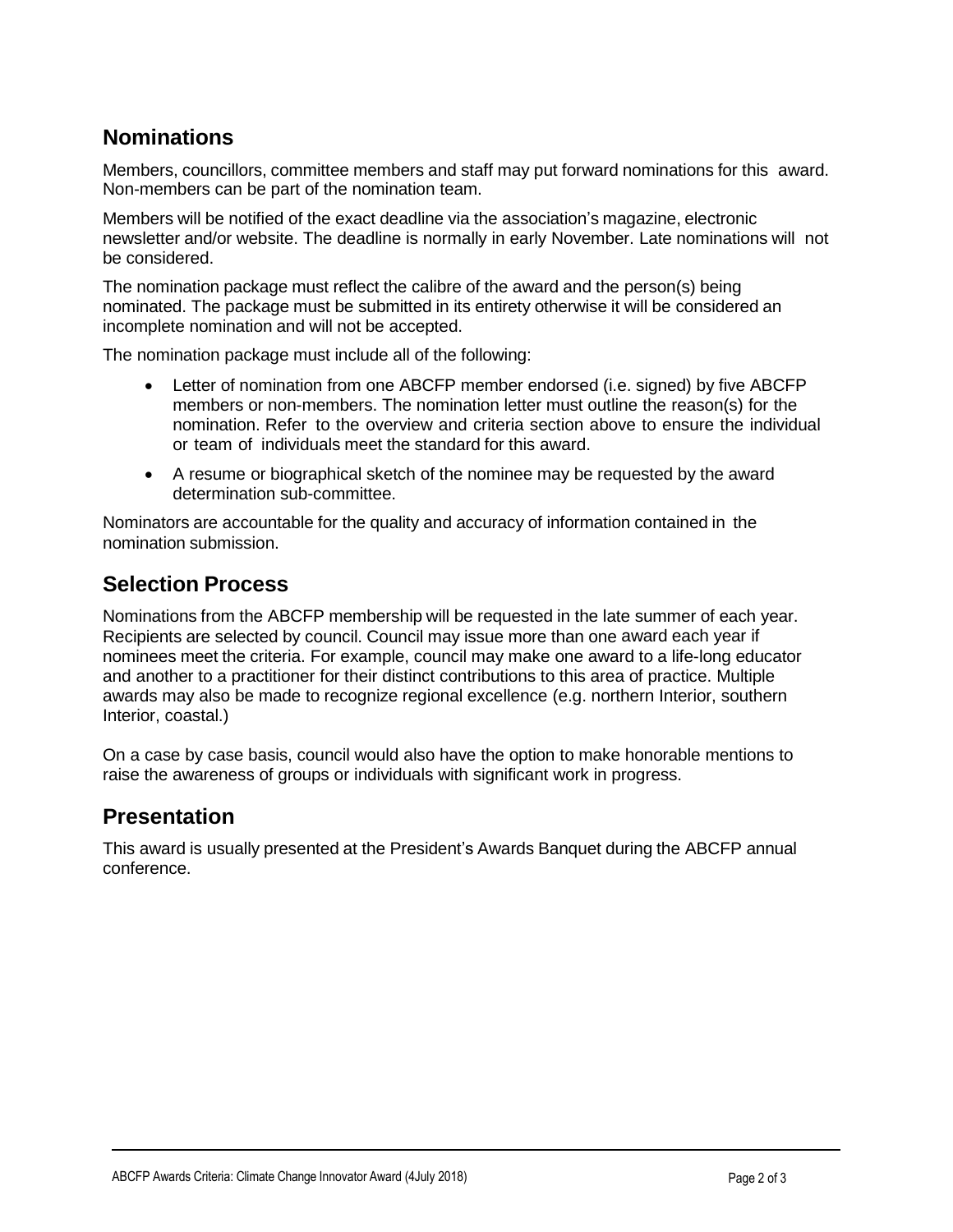## Nominations

Members, councillors, committee members and staff may put forward nominations for this award. Non-members can be part of the nomination team.

Members will be notified of the exact deadline via the association's magazine, electronic newsletter and/or website. The deadline is normally in early November. Late nominations will not be considered.

The nomination package must reflect the calibre of the award and the person(s) being nominated. The package must be submitted in its entirety otherwise it will be considered an incomplete nomination and will not be accepted.

The nomination package must include all of the following:

- Letter of nomination from one ABCFP member endorsed (i.e. signed) by five ABCFP members or non-members. The nomination letter must outline the reason(s) for the nomination. Refer to the overview and criteria section above to ensure the individual or team of individuals meet the standard for this award.
- A resume or biographical sketch of the nominee may be requested by the award determination sub-committee.

Nominators are accountable for the quality and accuracy of information contained in the nomination submission.

## Selection Process

Nominations from the ABCFP membership will be requested in the late summer of each year. Recipients are selected by council. Council may issue more than one award each year if nominees meet the criteria. For example, council may make one award to a life-long educator and another to a practitioner for their distinct contributions to this area of practice. Multiple awards may also be made to recognize regional excellence (e.g. northern Interior, southern Interior, coastal.)

On a case by case basis, council would also have the option to make honorable mentions to raise the awareness of groups or individuals with significant work in progress.

## Presentation

This award is usually presented at the President's Awards Banquet during the ABCFP annual conference.